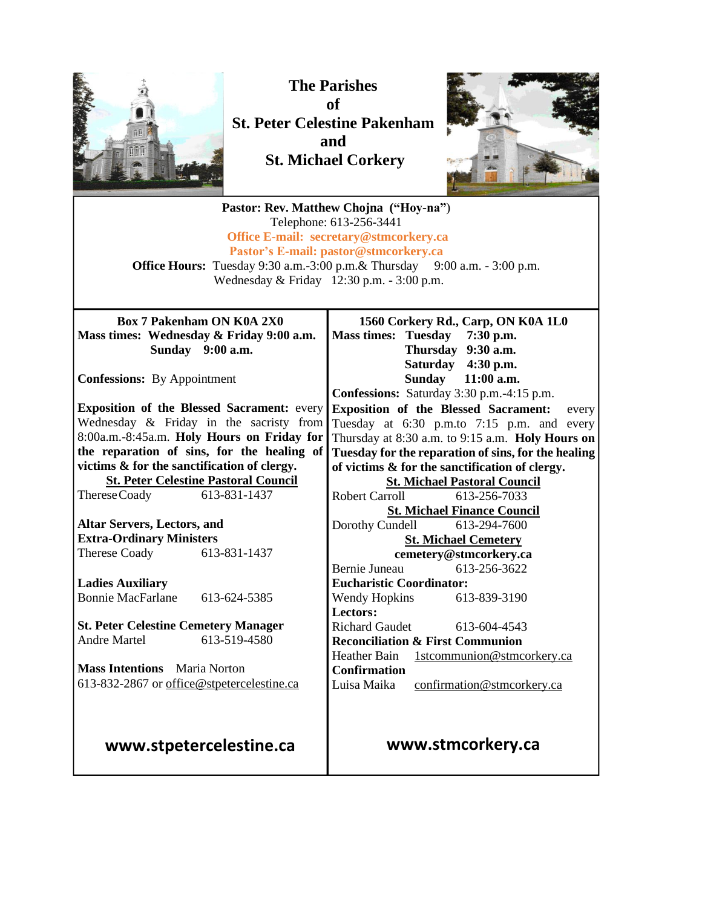# The Parishes of St. Peter Celestine Pakenham and St. Michael Corkery

**Pastor: Rev. Matthew Chojna ("Hoy-na")**
Telephone: 613-256-3441
**Office E-mail: secretary@stmcorkery.ca**
**Pastor's E-mail: pastor@stmcorkery.ca**
**Office Hours:** Tuesday 9:30 a.m.-3:00 p.m.& Thursday 9:00 a.m. - 3:00 p.m.
Wednesday & Friday 12:30 p.m. - 3:00 p.m.

**Box 7 Pakenham ON K0A 2X0**
**Mass times: Wednesday & Friday 9:00 a.m.**
**Sunday 9:00 a.m.**

**Confessions:** By Appointment

**Exposition of the Blessed Sacrament:** every Wednesday & Friday in the sacristy from 8:00a.m.-8:45a.m. **Holy Hours on Friday for the reparation of sins, for the healing of victims & for the sanctification of clergy.**

**St. Peter Celestine Pastoral Council**
Therese Coady 613-831-1437

**Altar Servers, Lectors, and Extra-Ordinary Ministers**
Therese Coady 613-831-1437

**Ladies Auxiliary**
Bonnie MacFarlane 613-624-5385

**St. Peter Celestine Cemetery Manager**
Andre Martel 613-519-4580

**Mass Intentions** Maria Norton
613-832-2867 or office@stpetercelestine.ca

**www.stpetercelestine.ca**

**1560 Corkery Rd., Carp, ON K0A 1L0**
**Mass times: Tuesday 7:30 p.m.**
**Thursday 9:30 a.m.**
**Saturday 4:30 p.m.**
**Sunday 11:00 a.m.**
**Confessions:** Saturday 3:30 p.m.-4:15 p.m.
**Exposition of the Blessed Sacrament:** every Tuesday at 6:30 p.m.to 7:15 p.m. and every Thursday at 8:30 a.m. to 9:15 a.m. **Holy Hours on Tuesday for the reparation of sins, for the healing of victims & for the sanctification of clergy.**

**St. Michael Pastoral Council**
Robert Carroll 613-256-7033

**St. Michael Finance Council**
Dorothy Cundell 613-294-7600

**St. Michael Cemetery**
**cemetery@stmcorkery.ca**
Bernie Juneau 613-256-3622

**Eucharistic Coordinator:**
Wendy Hopkins 613-839-3190

**Lectors:**
Richard Gaudet 613-604-4543

**Reconciliation & First Communion**
Heather Bain 1stcommunion@stmcorkery.ca

**Confirmation**
Luisa Maika confirmation@stmcorkery.ca

**www.stmcorkery.ca**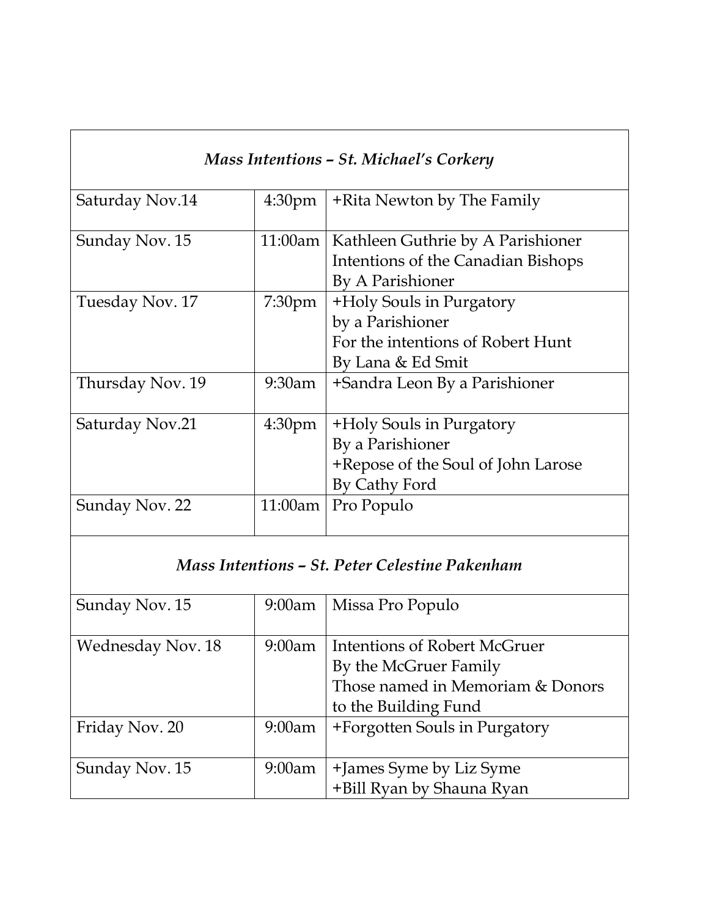| *Mass Intentions – St. Michael's Corkery* | | |
|---|---|---|
| Saturday Nov.14 | 4:30pm | +Rita Newton by The Family |
| Sunday Nov. 15 | 11:00am | Kathleen Guthrie by A Parishioner<br>Intentions of the Canadian Bishops<br>By A Parishioner |
| Tuesday Nov. 17 | 7:30pm | +Holy Souls in Purgatory<br>by a Parishioner<br>For the intentions of Robert Hunt<br>By Lana & Ed Smit |
| Thursday Nov. 19 | 9:30am | +Sandra Leon By a Parishioner |
| Saturday Nov.21 | 4:30pm | +Holy Souls in Purgatory<br>By a Parishioner<br>+Repose of the Soul of John Larose<br>By Cathy Ford |
| Sunday Nov. 22 | 11:00am | Pro Populo |
| *Mass Intentions – St. Peter Celestine Pakenham* | | |
| Sunday Nov. 15 | 9:00am | Missa Pro Populo |
| Wednesday Nov. 18 | 9:00am | Intentions of Robert McGruer<br>By the McGruer Family<br>Those named in Memoriam & Donors<br>to the Building Fund |
| Friday Nov. 20 | 9:00am | +Forgotten Souls in Purgatory |
| Sunday Nov. 15 | 9:00am | +James Syme by Liz Syme<br>+Bill Ryan by Shauna Ryan |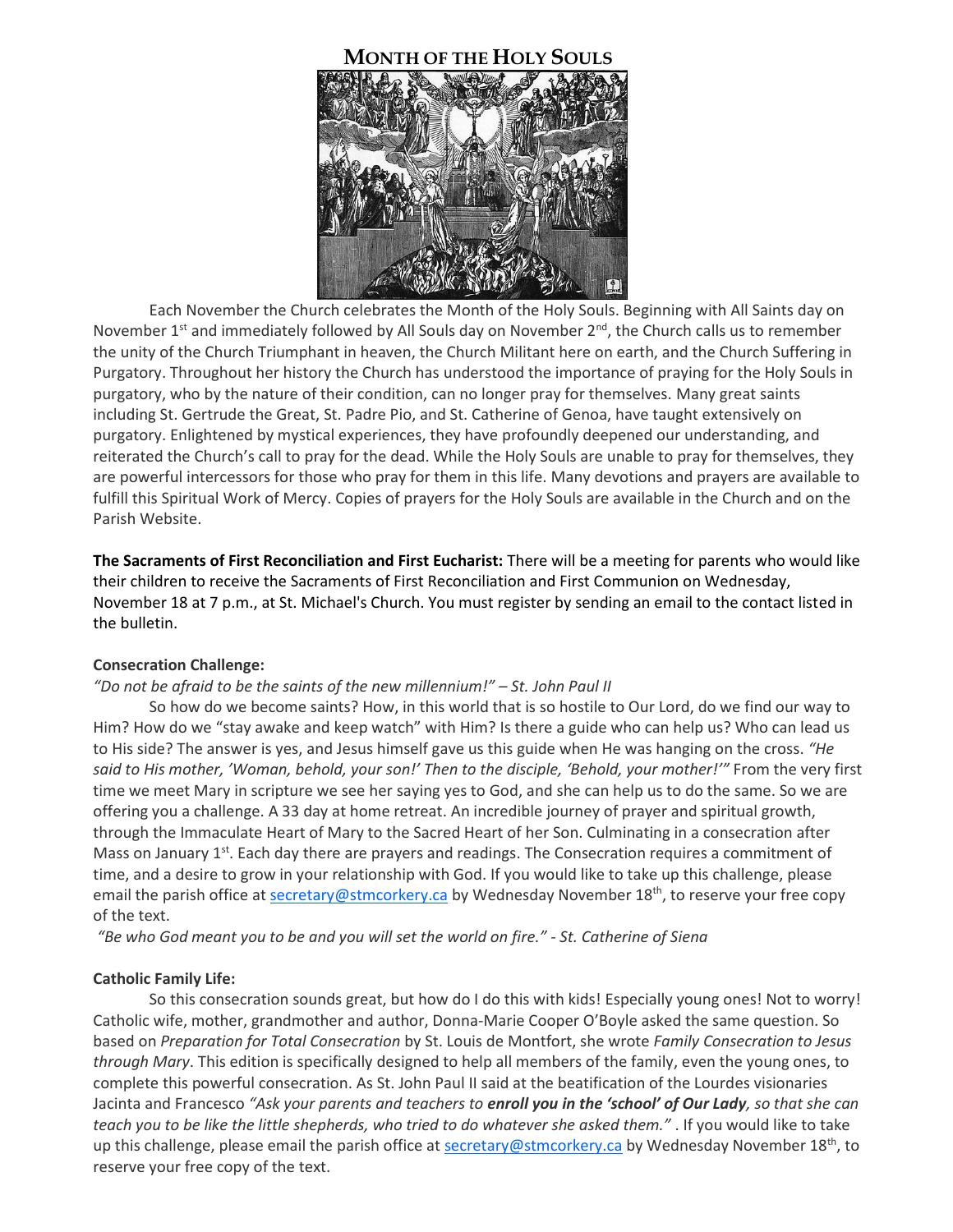## MONTH OF THE HOLY SOULS

Each November the Church celebrates the Month of the Holy Souls. Beginning with All Saints day on November 1st and immediately followed by All Souls day on November 2nd, the Church calls us to remember the unity of the Church Triumphant in heaven, the Church Militant here on earth, and the Church Suffering in Purgatory. Throughout her history the Church has understood the importance of praying for the Holy Souls in purgatory, who by the nature of their condition, can no longer pray for themselves. Many great saints including St. Gertrude the Great, St. Padre Pio, and St. Catherine of Genoa, have taught extensively on purgatory. Enlightened by mystical experiences, they have profoundly deepened our understanding, and reiterated the Church's call to pray for the dead. While the Holy Souls are unable to pray for themselves, they are powerful intercessors for those who pray for them in this life. Many devotions and prayers are available to fulfill this Spiritual Work of Mercy. Copies of prayers for the Holy Souls are available in the Church and on the Parish Website.

**The Sacraments of First Reconciliation and First Eucharist:** There will be a meeting for parents who would like their children to receive the Sacraments of First Reconciliation and First Communion on Wednesday, November 18 at 7 p.m., at St. Michael's Church. You must register by sending an email to the contact listed in the bulletin.

**Consecration Challenge:**

*"Do not be afraid to be the saints of the new millennium!" – St. John Paul II*

So how do we become saints? How, in this world that is so hostile to Our Lord, do we find our way to Him? How do we "stay awake and keep watch" with Him? Is there a guide who can help us? Who can lead us to His side? The answer is yes, and Jesus himself gave us this guide when He was hanging on the cross. *"He said to His mother, 'Woman, behold, your son!' Then to the disciple, 'Behold, your mother!'"* From the very first time we meet Mary in scripture we see her saying yes to God, and she can help us to do the same. So we are offering you a challenge. A 33 day at home retreat. An incredible journey of prayer and spiritual growth, through the Immaculate Heart of Mary to the Sacred Heart of her Son. Culminating in a consecration after Mass on January 1st. Each day there are prayers and readings. The Consecration requires a commitment of time, and a desire to grow in your relationship with God. If you would like to take up this challenge, please email the parish office at secretary@stmcorkery.ca by Wednesday November 18th, to reserve your free copy of the text.

*"Be who God meant you to be and you will set the world on fire." - St. Catherine of Siena*

**Catholic Family Life:**

So this consecration sounds great, but how do I do this with kids! Especially young ones! Not to worry! Catholic wife, mother, grandmother and author, Donna-Marie Cooper O'Boyle asked the same question. So based on *Preparation for Total Consecration* by St. Louis de Montfort, she wrote *Family Consecration to Jesus through Mary*. This edition is specifically designed to help all members of the family, even the young ones, to complete this powerful consecration. As St. John Paul II said at the beatification of the Lourdes visionaries Jacinta and Francesco *"Ask your parents and teachers to **enroll you in the 'school' of Our Lady**, so that she can teach you to be like the little shepherds, who tried to do whatever she asked them."* . If you would like to take up this challenge, please email the parish office at secretary@stmcorkery.ca by Wednesday November 18th, to reserve your free copy of the text.